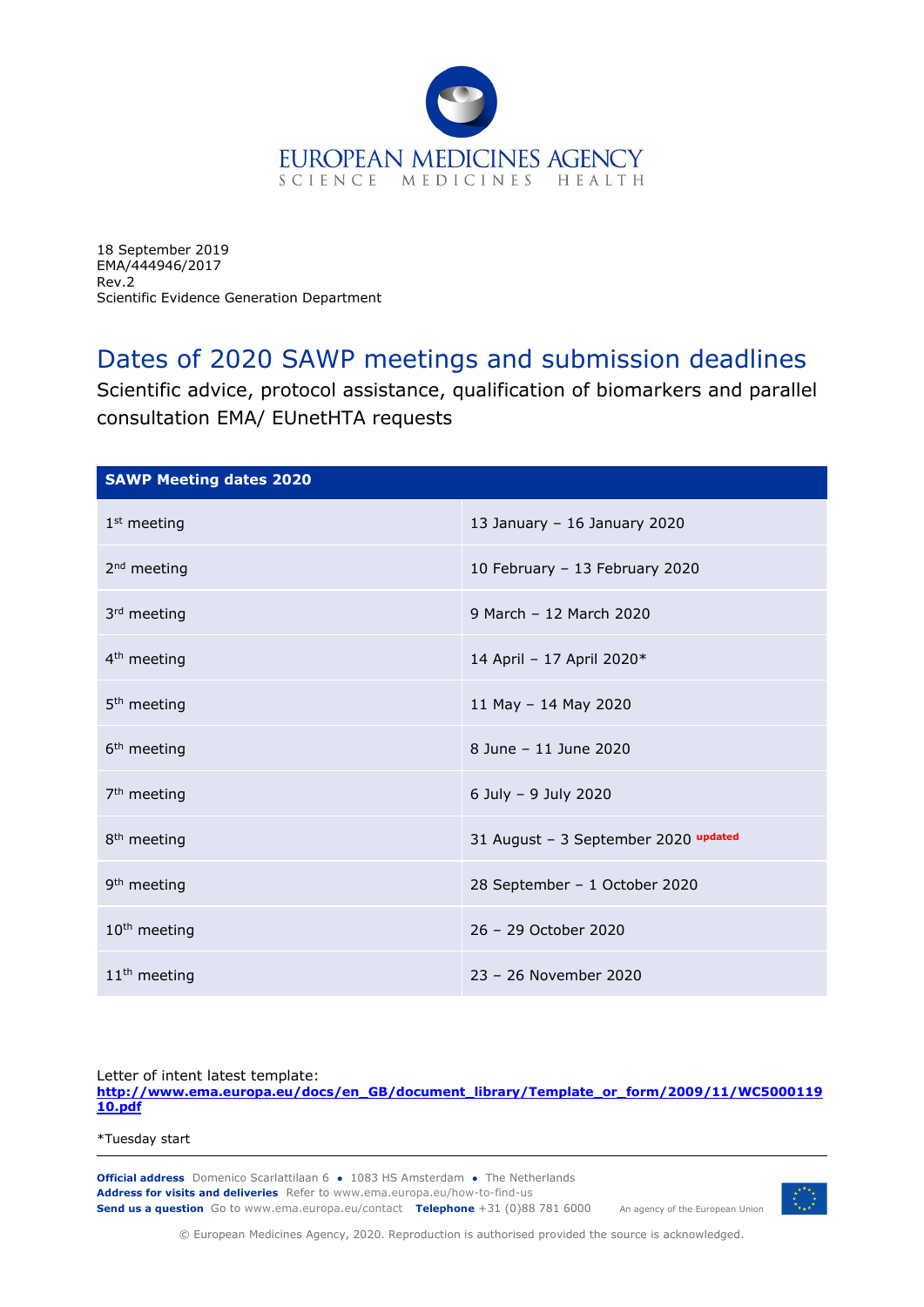18 September 2019
EMA/444946/2017
Rev.2
Scientific Evidence Generation Department

# Dates of 2020 SAWP meetings and submission deadlines

Scientific advice, protocol assistance, qualification of biomarkers and parallel consultation EMA/ EUnetHTA requests

| SAWP Meeting dates 2020 | |
|---|---|
| 1st meeting | 13 January – 16 January 2020 |
| 2nd meeting | 10 February – 13 February 2020 |
| 3rd meeting | 9 March – 12 March 2020 |
| 4th meeting | 14 April – 17 April 2020* |
| 5th meeting | 11 May – 14 May 2020 |
| 6th meeting | 8 June – 11 June 2020 |
| 7th meeting | 6 July – 9 July 2020 |
| 8th meeting | 31 August – 3 September 2020 updated |
| 9th meeting | 28 September – 1 October 2020 |
| 10th meeting | 26 – 29 October 2020 |
| 11th meeting | 23 – 26 November 2020 |

Letter of intent latest template:
**http://www.ema.europa.eu/docs/en_GB/document_library/Template_or_form/2009/11/WC500011910.pdf**

*Tuesday start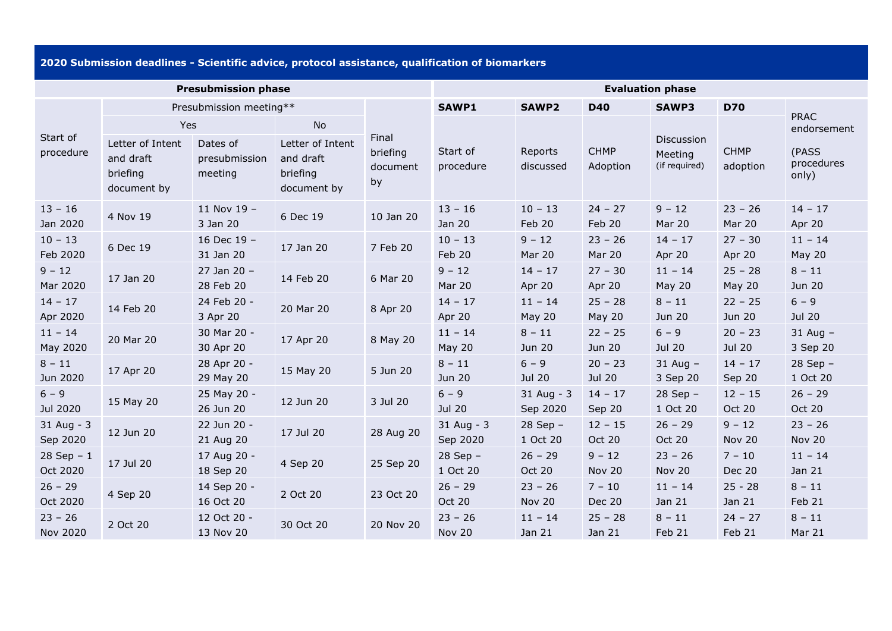## 2020 Submission deadlines - Scientific advice, protocol assistance, qualification of biomarkers

| Presubmission phase | | | | | Evaluation phase | | | | | |
|---|---|---|---|---|---|---|---|---|---|---|
| Start of procedure | Presubmission meeting** | | | Final briefing document by | SAWP1 | SAWP2 | D40 | SAWP3 | D70 | PRAC endorsement (PASS procedures only) |
| | Yes | | No | | | | | | | |
| | Letter of Intent and draft briefing document by | Dates of presubmission meeting | Letter of Intent and draft briefing document by | | Start of procedure | Reports discussed | CHMP Adoption | Discussion Meeting (if required) | CHMP adoption | |
| 13 – 16 Jan 2020 | 4 Nov 19 | 11 Nov 19 – 3 Jan 20 | 6 Dec 19 | 10 Jan 20 | 13 – 16 Jan 20 | 10 – 13 Feb 20 | 24 – 27 Feb 20 | 9 – 12 Mar 20 | 23 – 26 Mar 20 | 14 – 17 Apr 20 |
| 10 – 13 Feb 2020 | 6 Dec 19 | 16 Dec 19 – 31 Jan 20 | 17 Jan 20 | 7 Feb 20 | 10 – 13 Feb 20 | 9 – 12 Mar 20 | 23 – 26 Mar 20 | 14 – 17 Apr 20 | 27 – 30 Apr 20 | 11 – 14 May 20 |
| 9 – 12 Mar 2020 | 17 Jan 20 | 27 Jan 20 – 28 Feb 20 | 14 Feb 20 | 6 Mar 20 | 9 – 12 Mar 20 | 14 – 17 Apr 20 | 27 – 30 Apr 20 | 11 – 14 May 20 | 25 – 28 May 20 | 8 – 11 Jun 20 |
| 14 – 17 Apr 2020 | 14 Feb 20 | 24 Feb 20 - 3 Apr 20 | 20 Mar 20 | 8 Apr 20 | 14 – 17 Apr 20 | 11 – 14 May 20 | 25 – 28 May 20 | 8 – 11 Jun 20 | 22 – 25 Jun 20 | 6 – 9 Jul 20 |
| 11 – 14 May 2020 | 20 Mar 20 | 30 Mar 20 - 30 Apr 20 | 17 Apr 20 | 8 May 20 | 11 – 14 May 20 | 8 – 11 Jun 20 | 22 – 25 Jun 20 | 6 – 9 Jul 20 | 20 – 23 Jul 20 | 31 Aug – 3 Sep 20 |
| 8 – 11 Jun 2020 | 17 Apr 20 | 28 Apr 20 - 29 May 20 | 15 May 20 | 5 Jun 20 | 8 – 11 Jun 20 | 6 – 9 Jul 20 | 20 – 23 Jul 20 | 31 Aug – 3 Sep 20 | 14 – 17 Sep 20 | 28 Sep – 1 Oct 20 |
| 6 – 9 Jul 2020 | 15 May 20 | 25 May 20 - 26 Jun 20 | 12 Jun 20 | 3 Jul 20 | 6 – 9 Jul 20 | 31 Aug - 3 Sep 2020 | 14 – 17 Sep 20 | 28 Sep – 1 Oct 20 | 12 – 15 Oct 20 | 26 – 29 Oct 20 |
| 31 Aug - 3 Sep 2020 | 12 Jun 20 | 22 Jun 20 - 21 Aug 20 | 17 Jul 20 | 28 Aug 20 | 31 Aug - 3 Sep 2020 | 28 Sep – 1 Oct 20 | 12 – 15 Oct 20 | 26 – 29 Oct 20 | 9 – 12 Nov 20 | 23 – 26 Nov 20 |
| 28 Sep – 1 Oct 2020 | 17 Jul 20 | 17 Aug 20 - 18 Sep 20 | 4 Sep 20 | 25 Sep 20 | 28 Sep – 1 Oct 20 | 26 – 29 Oct 20 | 9 – 12 Nov 20 | 23 – 26 Nov 20 | 7 – 10 Dec 20 | 11 – 14 Jan 21 |
| 26 – 29 Oct 2020 | 4 Sep 20 | 14 Sep 20 - 16 Oct 20 | 2 Oct 20 | 23 Oct 20 | 26 – 29 Oct 20 | 23 – 26 Nov 20 | 7 – 10 Dec 20 | 11 – 14 Jan 21 | 25 - 28 Jan 21 | 8 – 11 Feb 21 |
| 23 – 26 Nov 2020 | 2 Oct 20 | 12 Oct 20 - 13 Nov 20 | 30 Oct 20 | 20 Nov 20 | 23 – 26 Nov 20 | 11 – 14 Jan 21 | 25 – 28 Jan 21 | 8 – 11 Feb 21 | 24 – 27 Feb 21 | 8 – 11 Mar 21 |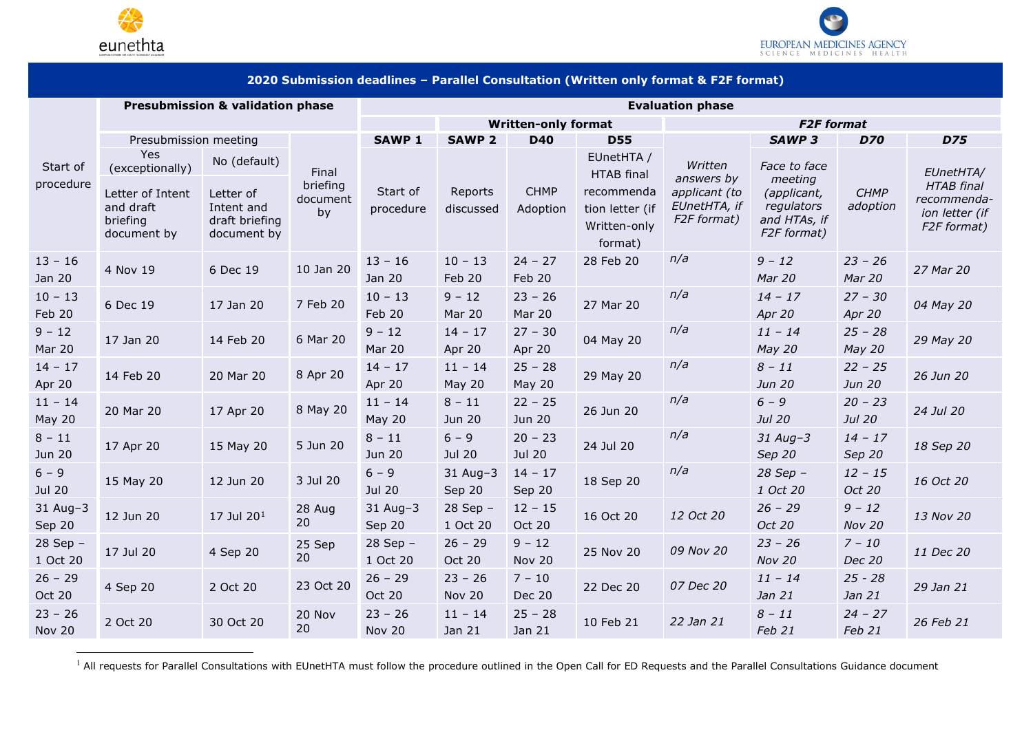## 2020 Submission deadlines – Parallel Consultation (Written only format & F2F format)

| Start of procedure | **Presubmission & validation phase** | | | **Evaluation phase** | | | | | | | |
|---|---|---|---|---|---|---|---|---|---|---|---|
| | Presubmission meeting | | Final briefing document by | **Written-only format** | | | | ***F2F format*** | | | |
| | Yes (exceptionally) | No (default) | | **SAWP 1** | **SAWP 2** | **D40** | **D55** | | ***SAWP 3*** | ***D70*** | ***D75*** |
| | Letter of Intent and draft briefing document by | Letter of Intent and draft briefing document by | | Start of procedure | Reports discussed | CHMP Adoption | EUnetHTA / HTAB final recommendation letter (if Written-only format) | *Written answers by applicant (to EUnetHTA, if F2F format)* | *Face to face meeting (applicant, regulators and HTAs, if F2F format)* | *CHMP adoption* | *EUnetHTA/ HTAB final recommendation letter (if F2F format)* |
| 13 – 16 Jan 20 | 4 Nov 19 | 6 Dec 19 | 10 Jan 20 | 13 – 16 Jan 20 | 10 – 13 Feb 20 | 24 – 27 Feb 20 | 28 Feb 20 | *n/a* | *9 – 12 Mar 20* | *23 – 26 Mar 20* | *27 Mar 20* |
| 10 – 13 Feb 20 | 6 Dec 19 | 17 Jan 20 | 7 Feb 20 | 10 – 13 Feb 20 | 9 – 12 Mar 20 | 23 – 26 Mar 20 | 27 Mar 20 | *n/a* | *14 – 17 Apr 20* | *27 – 30 Apr 20* | *04 May 20* |
| 9 – 12 Mar 20 | 17 Jan 20 | 14 Feb 20 | 6 Mar 20 | 9 – 12 Mar 20 | 14 – 17 Apr 20 | 27 – 30 Apr 20 | 04 May 20 | *n/a* | *11 – 14 May 20* | *25 – 28 May 20* | *29 May 20* |
| 14 – 17 Apr 20 | 14 Feb 20 | 20 Mar 20 | 8 Apr 20 | 14 – 17 Apr 20 | 11 – 14 May 20 | 25 – 28 May 20 | 29 May 20 | *n/a* | *8 – 11 Jun 20* | *22 – 25 Jun 20* | *26 Jun 20* |
| 11 – 14 May 20 | 20 Mar 20 | 17 Apr 20 | 8 May 20 | 11 – 14 May 20 | 8 – 11 Jun 20 | 22 – 25 Jun 20 | 26 Jun 20 | *n/a* | *6 – 9 Jul 20* | *20 – 23 Jul 20* | *24 Jul 20* |
| 8 – 11 Jun 20 | 17 Apr 20 | 15 May 20 | 5 Jun 20 | 8 – 11 Jun 20 | 6 – 9 Jul 20 | 20 – 23 Jul 20 | 24 Jul 20 | *n/a* | *31 Aug–3 Sep 20* | *14 – 17 Sep 20* | *18 Sep 20* |
| 6 – 9 Jul 20 | 15 May 20 | 12 Jun 20 | 3 Jul 20 | 6 – 9 Jul 20 | 31 Aug–3 Sep 20 | 14 – 17 Sep 20 | 18 Sep 20 | *n/a* | *28 Sep – 1 Oct 20* | *12 – 15 Oct 20* | *16 Oct 20* |
| 31 Aug–3 Sep 20 | 12 Jun 20 | 17 Jul 20[1] | 28 Aug 20 | 31 Aug–3 Sep 20 | 28 Sep – 1 Oct 20 | 12 – 15 Oct 20 | 16 Oct 20 | *12 Oct 20* | *26 – 29 Oct 20* | *9 – 12 Nov 20* | *13 Nov 20* |
| 28 Sep – 1 Oct 20 | 17 Jul 20 | 4 Sep 20 | 25 Sep 20 | 28 Sep – 1 Oct 20 | 26 – 29 Oct 20 | 9 – 12 Nov 20 | 25 Nov 20 | *09 Nov 20* | *23 – 26 Nov 20* | *7 – 10 Dec 20* | *11 Dec 20* |
| 26 – 29 Oct 20 | 4 Sep 20 | 2 Oct 20 | 23 Oct 20 | 26 – 29 Oct 20 | 23 – 26 Nov 20 | 7 – 10 Dec 20 | 22 Dec 20 | *07 Dec 20* | *11 – 14 Jan 21* | *25 - 28 Jan 21* | *29 Jan 21* |
| 23 – 26 Nov 20 | 2 Oct 20 | 30 Oct 20 | 20 Nov 20 | 23 – 26 Nov 20 | 11 – 14 Jan 21 | 25 – 28 Jan 21 | 10 Feb 21 | *22 Jan 21* | *8 – 11 Feb 21* | *24 – 27 Feb 21* | *26 Feb 21* |

[1] All requests for Parallel Consultations with EUnetHTA must follow the procedure outlined in the Open Call for ED Requests and the Parallel Consultations Guidance document